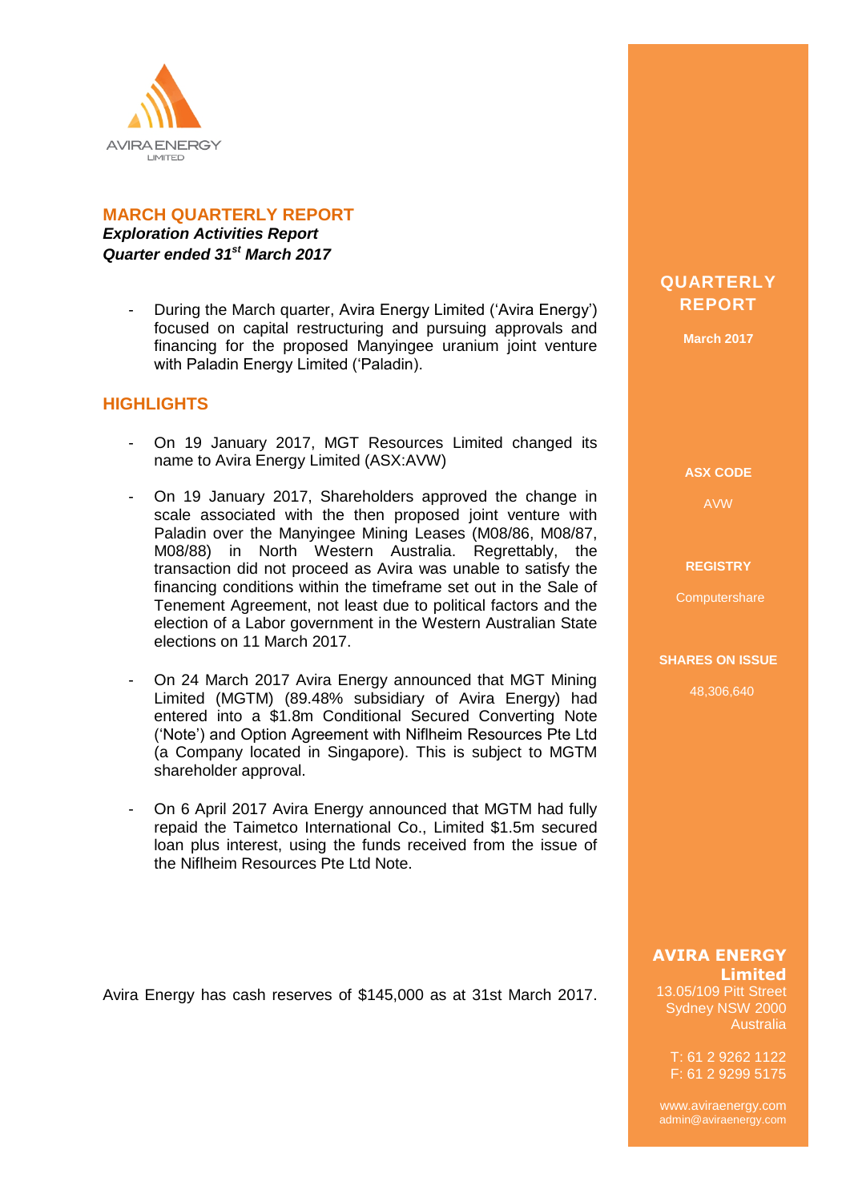AVIRA ENERGY
LIMITED

# MARCH QUARTERLY REPORT

***Exploration Activities Report***
***Quarter ended 31st March 2017***

- During the March quarter, Avira Energy Limited ('Avira Energy') focused on capital restructuring and pursuing approvals and financing for the proposed Manyingee uranium joint venture with Paladin Energy Limited ('Paladin).

## HIGHLIGHTS

- On 19 January 2017, MGT Resources Limited changed its name to Avira Energy Limited (ASX:AVW)
- On 19 January 2017, Shareholders approved the change in scale associated with the then proposed joint venture with Paladin over the Manyingee Mining Leases (M08/86, M08/87, M08/88) in North Western Australia. Regrettably, the transaction did not proceed as Avira was unable to satisfy the financing conditions within the timeframe set out in the Sale of Tenement Agreement, not least due to political factors and the election of a Labor government in the Western Australian State elections on 11 March 2017.
- On 24 March 2017 Avira Energy announced that MGT Mining Limited (MGTM) (89.48% subsidiary of Avira Energy) had entered into a $1.8m Conditional Secured Converting Note ('Note') and Option Agreement with Niflheim Resources Pte Ltd (a Company located in Singapore). This is subject to MGTM shareholder approval.
- On 6 April 2017 Avira Energy announced that MGTM had fully repaid the Taimetco International Co., Limited $1.5m secured loan plus interest, using the funds received from the issue of the Niflheim Resources Pte Ltd Note.

Avira Energy has cash reserves of $145,000 as at 31st March 2017.

**QUARTERLY REPORT**
**March 2017**

**ASX CODE**
AVW

**REGISTRY**
Computershare

**SHARES ON ISSUE**
48,306,640

**AVIRA ENERGY Limited**
13.05/109 Pitt Street
Sydney NSW 2000
Australia

T: 61 2 9262 1122
F: 61 2 9299 5175

www.aviraenergy.com
admin@aviraenergy.com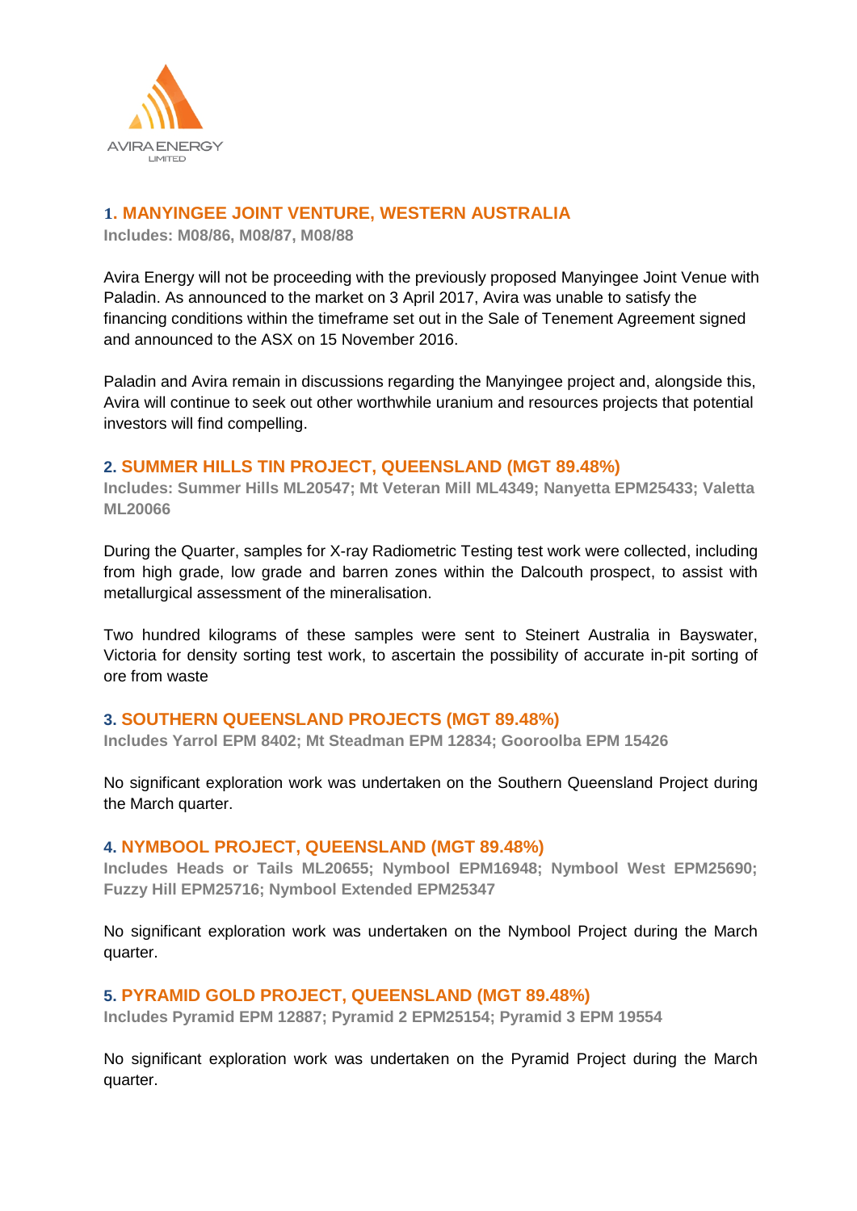## 1. MANYINGEE JOINT VENTURE, WESTERN AUSTRALIA

**Includes: M08/86, M08/87, M08/88**

Avira Energy will not be proceeding with the previously proposed Manyingee Joint Venue with Paladin. As announced to the market on 3 April 2017, Avira was unable to satisfy the financing conditions within the timeframe set out in the Sale of Tenement Agreement signed and announced to the ASX on 15 November 2016.

Paladin and Avira remain in discussions regarding the Manyingee project and, alongside this, Avira will continue to seek out other worthwhile uranium and resources projects that potential investors will find compelling.

## 2. SUMMER HILLS TIN PROJECT, QUEENSLAND (MGT 89.48%)

**Includes: Summer Hills ML20547; Mt Veteran Mill ML4349; Nanyetta EPM25433; Valetta ML20066**

During the Quarter, samples for X-ray Radiometric Testing test work were collected, including from high grade, low grade and barren zones within the Dalcouth prospect, to assist with metallurgical assessment of the mineralisation.

Two hundred kilograms of these samples were sent to Steinert Australia in Bayswater, Victoria for density sorting test work, to ascertain the possibility of accurate in-pit sorting of ore from waste

## 3. SOUTHERN QUEENSLAND PROJECTS (MGT 89.48%)

**Includes Yarrol EPM 8402; Mt Steadman EPM 12834; Gooroolba EPM 15426**

No significant exploration work was undertaken on the Southern Queensland Project during the March quarter.

## 4. NYMBOOL PROJECT, QUEENSLAND (MGT 89.48%)

**Includes Heads or Tails ML20655; Nymbool EPM16948; Nymbool West EPM25690; Fuzzy Hill EPM25716; Nymbool Extended EPM25347**

No significant exploration work was undertaken on the Nymbool Project during the March quarter.

## 5. PYRAMID GOLD PROJECT, QUEENSLAND (MGT 89.48%)

**Includes Pyramid EPM 12887; Pyramid 2 EPM25154; Pyramid 3 EPM 19554**

No significant exploration work was undertaken on the Pyramid Project during the March quarter.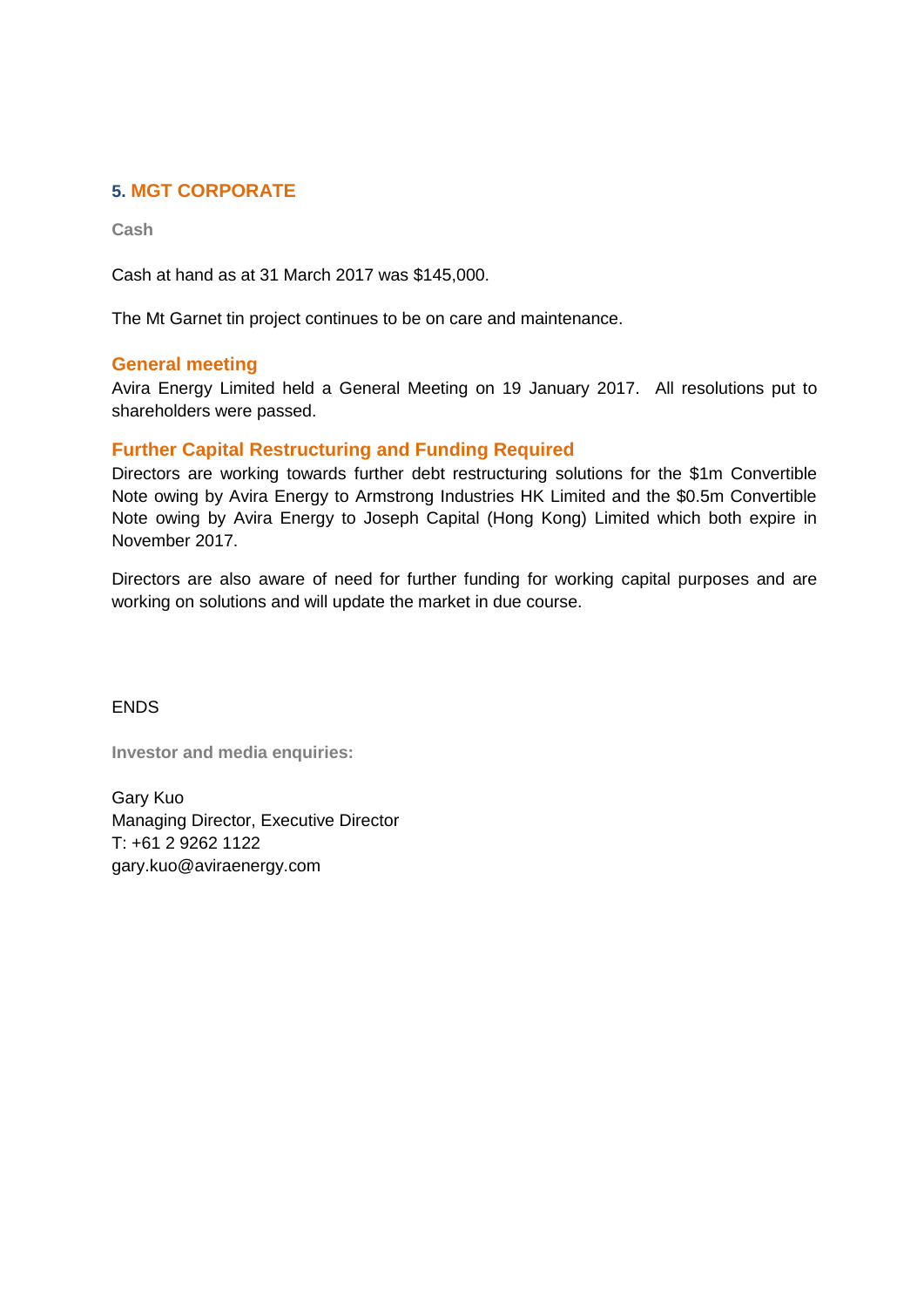## 5. MGT CORPORATE

**Cash**

Cash at hand as at 31 March 2017 was $145,000.

The Mt Garnet tin project continues to be on care and maintenance.

### General meeting

Avira Energy Limited held a General Meeting on 19 January 2017. All resolutions put to shareholders were passed.

### Further Capital Restructuring and Funding Required

Directors are working towards further debt restructuring solutions for the $1m Convertible Note owing by Avira Energy to Armstrong Industries HK Limited and the $0.5m Convertible Note owing by Avira Energy to Joseph Capital (Hong Kong) Limited which both expire in November 2017.

Directors are also aware of need for further funding for working capital purposes and are working on solutions and will update the market in due course.

ENDS

**Investor and media enquiries:**

Gary Kuo
Managing Director, Executive Director
T: +61 2 9262 1122
gary.kuo@aviraenergy.com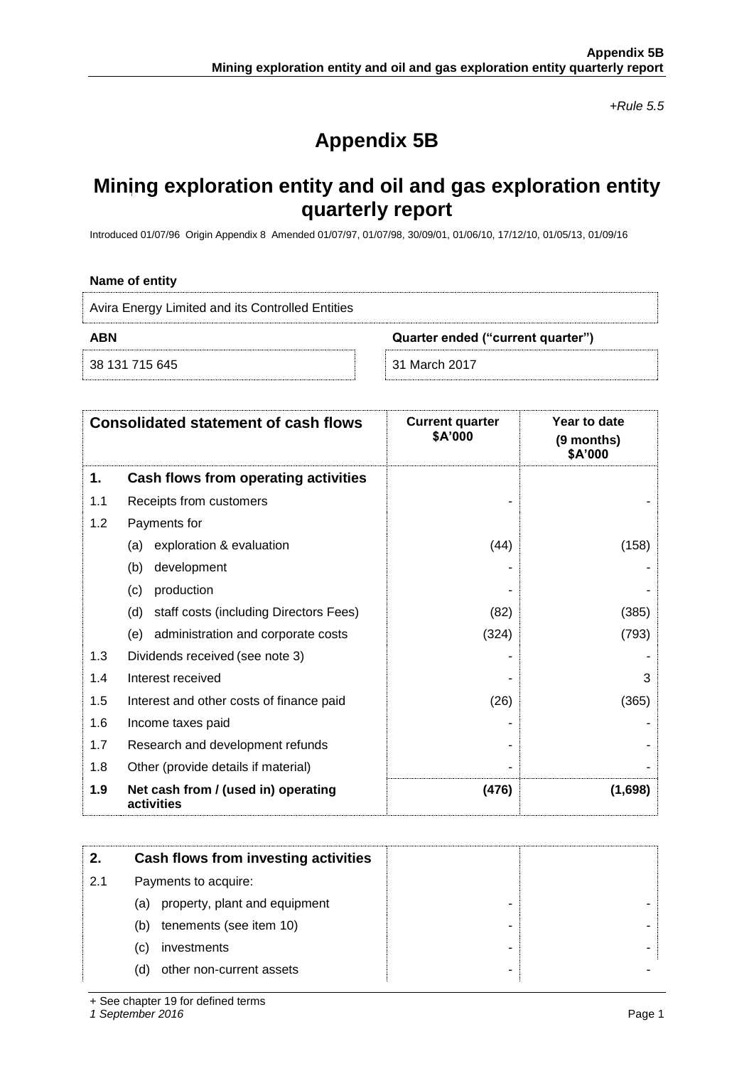*+Rule 5.5*

# Appendix 5B

## Mining exploration entity and oil and gas exploration entity quarterly report

Introduced 01/07/96 Origin Appendix 8 Amended 01/07/97, 01/07/98, 30/09/01, 01/06/10, 17/12/10, 01/05/13, 01/09/16

**Name of entity**

Avira Energy Limited and its Controlled Entities

| ABN | Quarter ended ("current quarter") |
|---|---|
| 38 131 715 645 | 31 March 2017 |

| | Consolidated statement of cash flows | Current quarter $A'000 | Year to date (9 months) $A'000 |
|---|---|---|---|
| **1.** | **Cash flows from operating activities** | | |
| 1.1 | Receipts from customers | - | - |
| 1.2 | Payments for | | |
| | (a) exploration & evaluation | (44) | (158) |
| | (b) development | - | - |
| | (c) production | - | - |
| | (d) staff costs (including Directors Fees) | (82) | (385) |
| | (e) administration and corporate costs | (324) | (793) |
| 1.3 | Dividends received (see note 3) | - | - |
| 1.4 | Interest received | - | 3 |
| 1.5 | Interest and other costs of finance paid | (26) | (365) |
| 1.6 | Income taxes paid | - | - |
| 1.7 | Research and development refunds | - | - |
| 1.8 | Other (provide details if material) | - | - |
| **1.9** | **Net cash from / (used in) operating activities** | **(476)** | **(1,698)** |

| | | | |
|---|---|---|---|
| **2.** | **Cash flows from investing activities** | | |
| 2.1 | Payments to acquire: | | |
| | (a) property, plant and equipment | - | - |
| | (b) tenements (see item 10) | - | - |
| | (c) investments | - | - |
| | (d) other non-current assets | - | - |

+ See chapter 19 for defined terms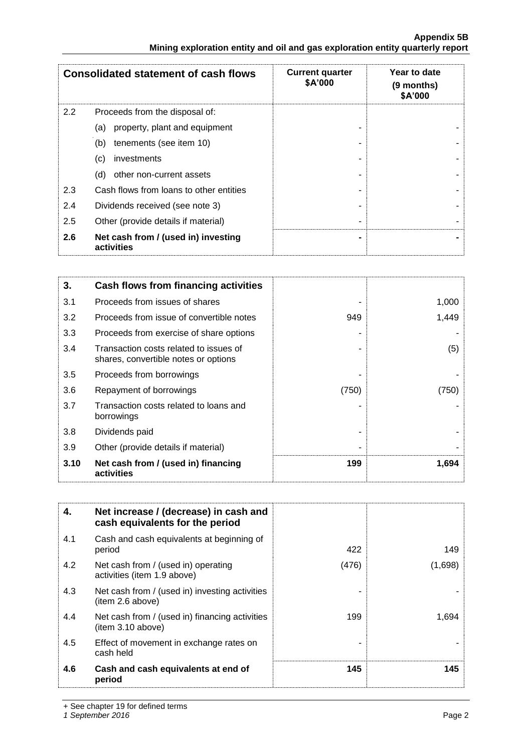| Consolidated statement of cash flows | | Current quarter $A'000 | Year to date (9 months) $A'000 |
|---|---|---|---|
| 2.2 | Proceeds from the disposal of: | | |
| | (a) property, plant and equipment | - | - |
| | (b) tenements (see item 10) | - | - |
| | (c) investments | - | - |
| | (d) other non-current assets | - | - |
| 2.3 | Cash flows from loans to other entities | - | - |
| 2.4 | Dividends received (see note 3) | - | - |
| 2.5 | Other (provide details if material) | - | - |
| **2.6** | **Net cash from / (used in) investing activities** | **-** | **-** |

| 3. | Cash flows from financing activities | | |
|---|---|---|---|
| 3.1 | Proceeds from issues of shares | - | 1,000 |
| 3.2 | Proceeds from issue of convertible notes | 949 | 1,449 |
| 3.3 | Proceeds from exercise of share options | - | - |
| 3.4 | Transaction costs related to issues of shares, convertible notes or options | - | (5) |
| 3.5 | Proceeds from borrowings | - | - |
| 3.6 | Repayment of borrowings | (750) | (750) |
| 3.7 | Transaction costs related to loans and borrowings | - | - |
| 3.8 | Dividends paid | - | - |
| 3.9 | Other (provide details if material) | - | - |
| **3.10** | **Net cash from / (used in) financing activities** | **199** | **1,694** |

| 4. | Net increase / (decrease) in cash and cash equivalents for the period | | |
|---|---|---|---|
| 4.1 | Cash and cash equivalents at beginning of period | 422 | 149 |
| 4.2 | Net cash from / (used in) operating activities (item 1.9 above) | (476) | (1,698) |
| 4.3 | Net cash from / (used in) investing activities (item 2.6 above) | - | - |
| 4.4 | Net cash from / (used in) financing activities (item 3.10 above) | 199 | 1,694 |
| 4.5 | Effect of movement in exchange rates on cash held | - | - |
| **4.6** | **Cash and cash equivalents at end of period** | **145** | **145** |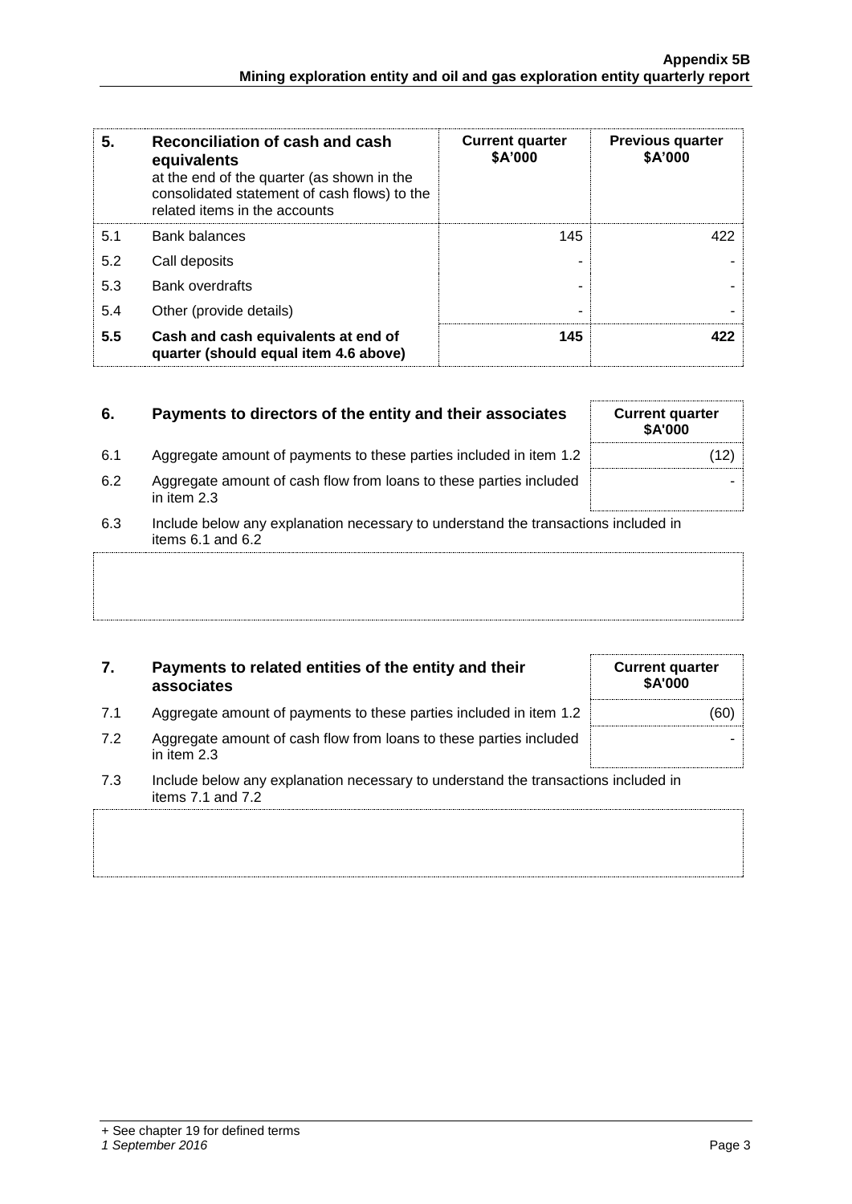| 5. | Reconciliation of cash and cash equivalents at the end of the quarter (as shown in the consolidated statement of cash flows) to the related items in the accounts | Current quarter $A'000 | Previous quarter $A'000 |
|---|---|---|---|
| 5.1 | Bank balances | 145 | 422 |
| 5.2 | Call deposits | - | - |
| 5.3 | Bank overdrafts | - | - |
| 5.4 | Other (provide details) | - | - |
| **5.5** | **Cash and cash equivalents at end of quarter (should equal item 4.6 above)** | **145** | **422** |

| 6. | Payments to directors of the entity and their associates | Current quarter $A'000 |
|---|---|---|
| 6.1 | Aggregate amount of payments to these parties included in item 1.2 | (12) |
| 6.2 | Aggregate amount of cash flow from loans to these parties included in item 2.3 | - |

6.3 Include below any explanation necessary to understand the transactions included in items 6.1 and 6.2

| 7. | Payments to related entities of the entity and their associates | Current quarter $A'000 |
|---|---|---|
| 7.1 | Aggregate amount of payments to these parties included in item 1.2 | (60) |
| 7.2 | Aggregate amount of cash flow from loans to these parties included in item 2.3 | - |

7.3 Include below any explanation necessary to understand the transactions included in items 7.1 and 7.2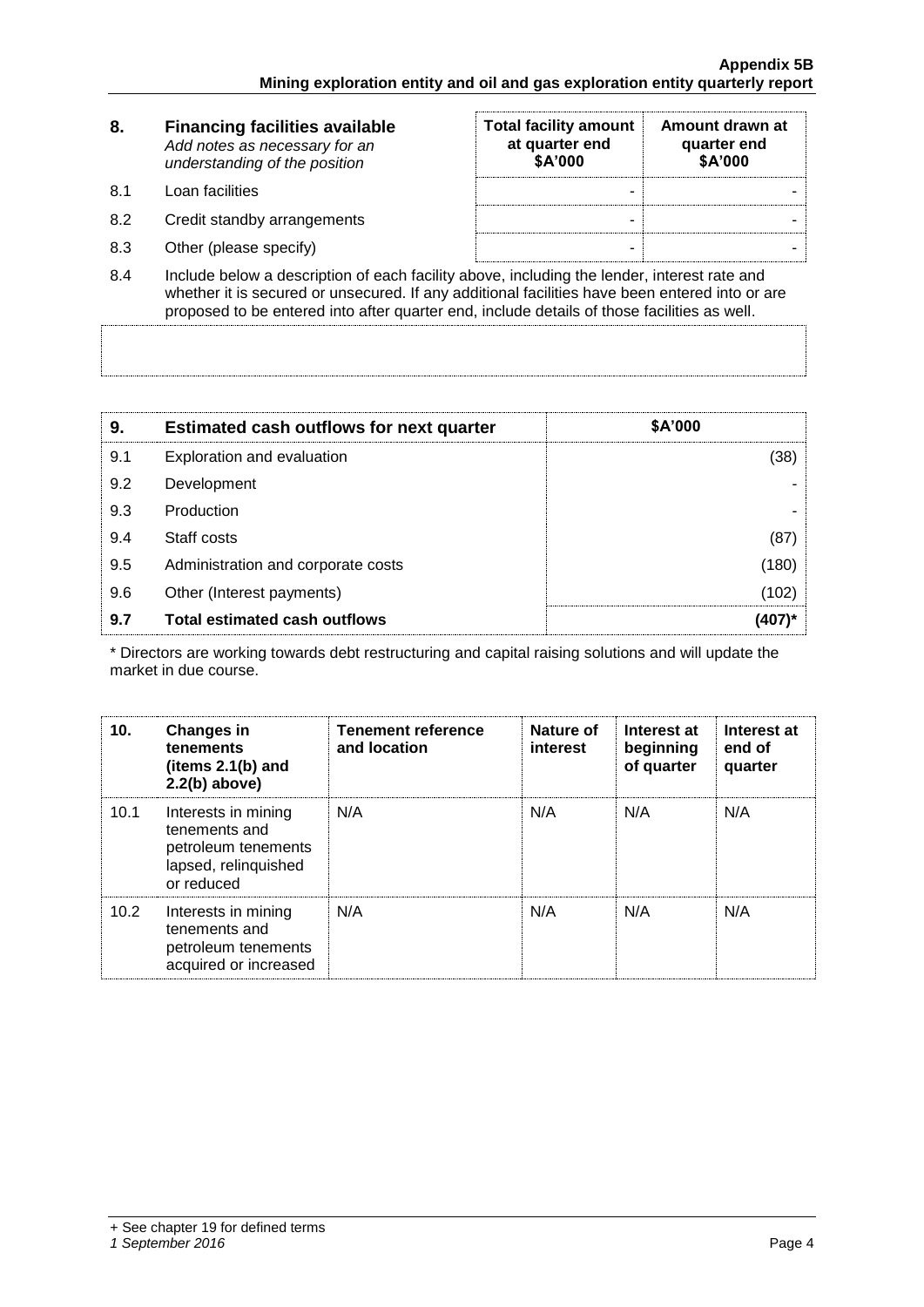| 8. | **Financing facilities available** *Add notes as necessary for an understanding of the position* | **Total facility amount at quarter end \$A'000** | **Amount drawn at quarter end \$A'000** |
|---|---|---|---|
| 8.1 | Loan facilities | - | - |
| 8.2 | Credit standby arrangements | - | - |
| 8.3 | Other (please specify) | - | - |

8.4 Include below a description of each facility above, including the lender, interest rate and whether it is secured or unsecured. If any additional facilities have been entered into or are proposed to be entered into after quarter end, include details of those facilities as well.

| 9. | **Estimated cash outflows for next quarter** | **\$A'000** |
|---|---|---|
| 9.1 | Exploration and evaluation | (38) |
| 9.2 | Development | - |
| 9.3 | Production | - |
| 9.4 | Staff costs | (87) |
| 9.5 | Administration and corporate costs | (180) |
| 9.6 | Other (Interest payments) | (102) |
| **9.7** | **Total estimated cash outflows** | **(407)*** |

* Directors are working towards debt restructuring and capital raising solutions and will update the market in due course.

| 10. | **Changes in tenements (items 2.1(b) and 2.2(b) above)** | **Tenement reference and location** | **Nature of interest** | **Interest at beginning of quarter** | **Interest at end of quarter** |
|---|---|---|---|---|---|
| 10.1 | Interests in mining tenements and petroleum tenements lapsed, relinquished or reduced | N/A | N/A | N/A | N/A |
| 10.2 | Interests in mining tenements and petroleum tenements acquired or increased | N/A | N/A | N/A | N/A |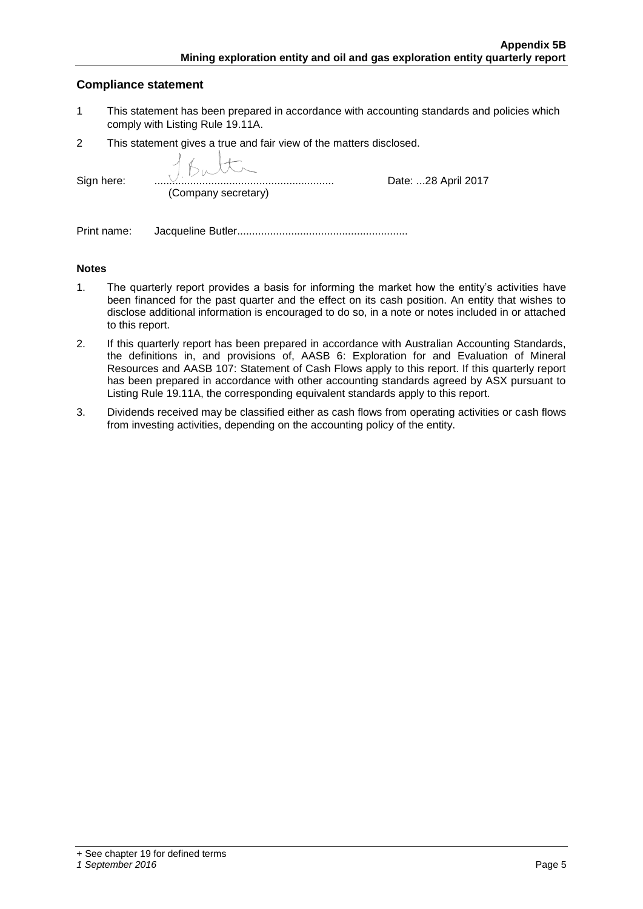## Compliance statement

1 This statement has been prepared in accordance with accounting standards and policies which comply with Listing Rule 19.11A.

2 This statement gives a true and fair view of the matters disclosed.

Sign here: ............................................................ Date: ...28 April 2017
(Company secretary)

Print name: Jacqueline Butler.........................................................

### Notes

1. The quarterly report provides a basis for informing the market how the entity's activities have been financed for the past quarter and the effect on its cash position. An entity that wishes to disclose additional information is encouraged to do so, in a note or notes included in or attached to this report.
2. If this quarterly report has been prepared in accordance with Australian Accounting Standards, the definitions in, and provisions of, AASB 6: Exploration for and Evaluation of Mineral Resources and AASB 107: Statement of Cash Flows apply to this report. If this quarterly report has been prepared in accordance with other accounting standards agreed by ASX pursuant to Listing Rule 19.11A, the corresponding equivalent standards apply to this report.
3. Dividends received may be classified either as cash flows from operating activities or cash flows from investing activities, depending on the accounting policy of the entity.